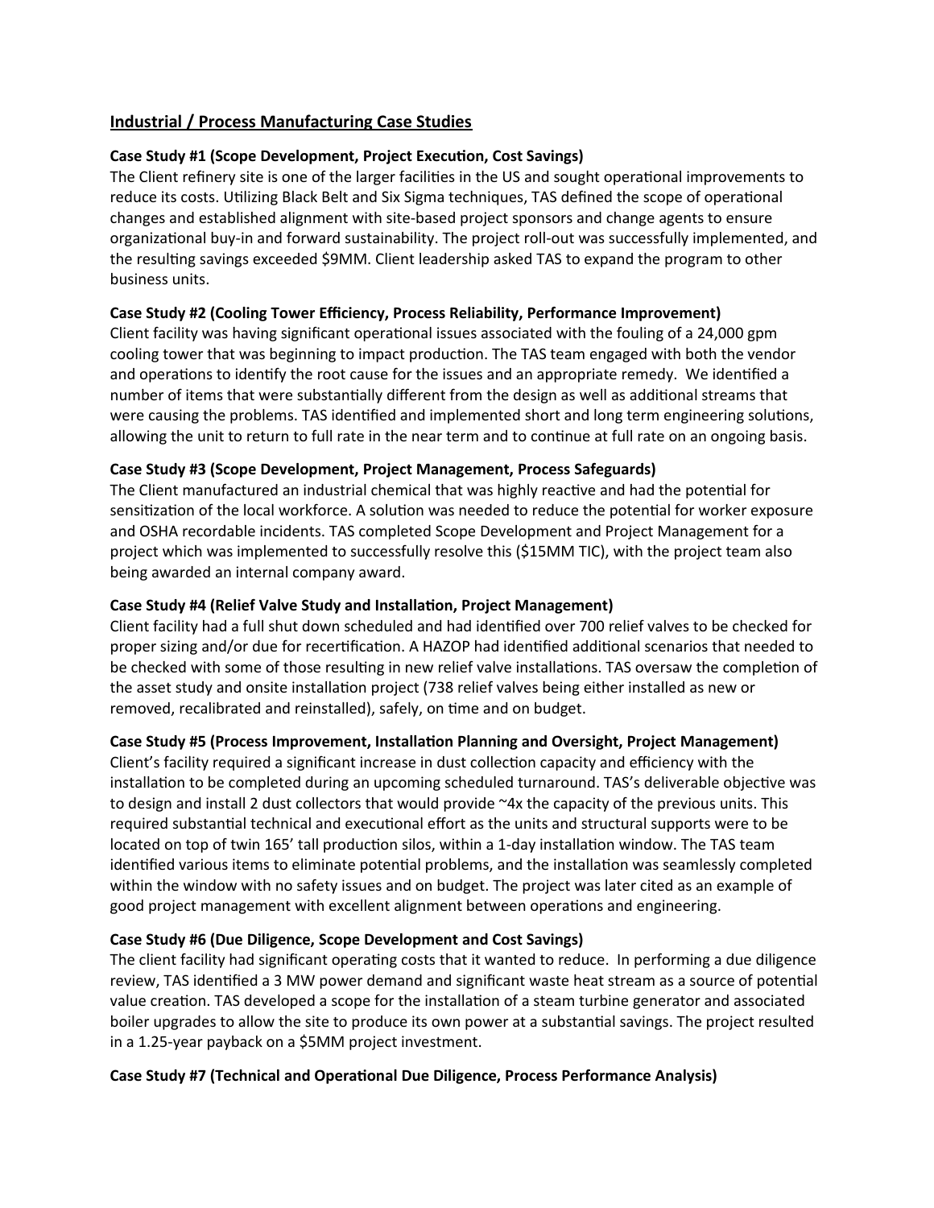## Industrial / Process Manufacturing Case Studies

**Case Study #1 (Scope Development, Project Execution, Cost Savings)**

The Client refinery site is one of the larger facilities in the US and sought operational improvements to reduce its costs. Utilizing Black Belt and Six Sigma techniques, TAS defined the scope of operational changes and established alignment with site-based project sponsors and change agents to ensure organizational buy-in and forward sustainability. The project roll-out was successfully implemented, and the resulting savings exceeded $9MM. Client leadership asked TAS to expand the program to other business units.

**Case Study #2 (Cooling Tower Efficiency, Process Reliability, Performance Improvement)**

Client facility was having significant operational issues associated with the fouling of a 24,000 gpm cooling tower that was beginning to impact production. The TAS team engaged with both the vendor and operations to identify the root cause for the issues and an appropriate remedy. We identified a number of items that were substantially different from the design as well as additional streams that were causing the problems. TAS identified and implemented short and long term engineering solutions, allowing the unit to return to full rate in the near term and to continue at full rate on an ongoing basis.

**Case Study #3 (Scope Development, Project Management, Process Safeguards)**

The Client manufactured an industrial chemical that was highly reactive and had the potential for sensitization of the local workforce. A solution was needed to reduce the potential for worker exposure and OSHA recordable incidents. TAS completed Scope Development and Project Management for a project which was implemented to successfully resolve this ($15MM TIC), with the project team also being awarded an internal company award.

**Case Study #4 (Relief Valve Study and Installation, Project Management)**

Client facility had a full shut down scheduled and had identified over 700 relief valves to be checked for proper sizing and/or due for recertification. A HAZOP had identified additional scenarios that needed to be checked with some of those resulting in new relief valve installations. TAS oversaw the completion of the asset study and onsite installation project (738 relief valves being either installed as new or removed, recalibrated and reinstalled), safely, on time and on budget.

**Case Study #5 (Process Improvement, Installation Planning and Oversight, Project Management)**

Client's facility required a significant increase in dust collection capacity and efficiency with the installation to be completed during an upcoming scheduled turnaround. TAS's deliverable objective was to design and install 2 dust collectors that would provide ~4x the capacity of the previous units. This required substantial technical and executional effort as the units and structural supports were to be located on top of twin 165' tall production silos, within a 1-day installation window. The TAS team identified various items to eliminate potential problems, and the installation was seamlessly completed within the window with no safety issues and on budget. The project was later cited as an example of good project management with excellent alignment between operations and engineering.

**Case Study #6 (Due Diligence, Scope Development and Cost Savings)**

The client facility had significant operating costs that it wanted to reduce. In performing a due diligence review, TAS identified a 3 MW power demand and significant waste heat stream as a source of potential value creation. TAS developed a scope for the installation of a steam turbine generator and associated boiler upgrades to allow the site to produce its own power at a substantial savings. The project resulted in a 1.25-year payback on a $5MM project investment.

**Case Study #7 (Technical and Operational Due Diligence, Process Performance Analysis)**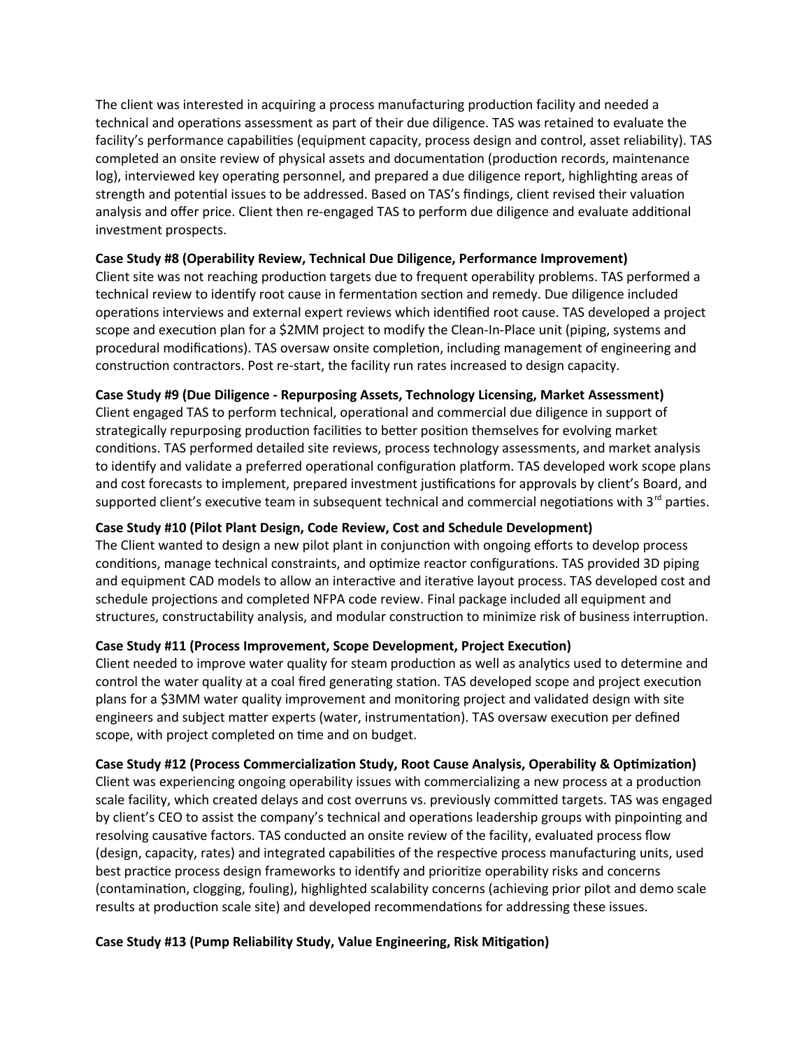The client was interested in acquiring a process manufacturing production facility and needed a technical and operations assessment as part of their due diligence. TAS was retained to evaluate the facility's performance capabilities (equipment capacity, process design and control, asset reliability). TAS completed an onsite review of physical assets and documentation (production records, maintenance log), interviewed key operating personnel, and prepared a due diligence report, highlighting areas of strength and potential issues to be addressed. Based on TAS's findings, client revised their valuation analysis and offer price. Client then re-engaged TAS to perform due diligence and evaluate additional investment prospects.

**Case Study #8 (Operability Review, Technical Due Diligence, Performance Improvement)**
Client site was not reaching production targets due to frequent operability problems. TAS performed a technical review to identify root cause in fermentation section and remedy. Due diligence included operations interviews and external expert reviews which identified root cause. TAS developed a project scope and execution plan for a $2MM project to modify the Clean-In-Place unit (piping, systems and procedural modifications). TAS oversaw onsite completion, including management of engineering and construction contractors. Post re-start, the facility run rates increased to design capacity.

**Case Study #9 (Due Diligence - Repurposing Assets, Technology Licensing, Market Assessment)**
Client engaged TAS to perform technical, operational and commercial due diligence in support of strategically repurposing production facilities to better position themselves for evolving market conditions. TAS performed detailed site reviews, process technology assessments, and market analysis to identify and validate a preferred operational configuration platform. TAS developed work scope plans and cost forecasts to implement, prepared investment justifications for approvals by client's Board, and supported client's executive team in subsequent technical and commercial negotiations with 3rd parties.

**Case Study #10 (Pilot Plant Design, Code Review, Cost and Schedule Development)**
The Client wanted to design a new pilot plant in conjunction with ongoing efforts to develop process conditions, manage technical constraints, and optimize reactor configurations. TAS provided 3D piping and equipment CAD models to allow an interactive and iterative layout process. TAS developed cost and schedule projections and completed NFPA code review. Final package included all equipment and structures, constructability analysis, and modular construction to minimize risk of business interruption.

**Case Study #11 (Process Improvement, Scope Development, Project Execution)**
Client needed to improve water quality for steam production as well as analytics used to determine and control the water quality at a coal fired generating station. TAS developed scope and project execution plans for a $3MM water quality improvement and monitoring project and validated design with site engineers and subject matter experts (water, instrumentation). TAS oversaw execution per defined scope, with project completed on time and on budget.

**Case Study #12 (Process Commercialization Study, Root Cause Analysis, Operability & Optimization)**
Client was experiencing ongoing operability issues with commercializing a new process at a production scale facility, which created delays and cost overruns vs. previously committed targets. TAS was engaged by client's CEO to assist the company's technical and operations leadership groups with pinpointing and resolving causative factors. TAS conducted an onsite review of the facility, evaluated process flow (design, capacity, rates) and integrated capabilities of the respective process manufacturing units, used best practice process design frameworks to identify and prioritize operability risks and concerns (contamination, clogging, fouling), highlighted scalability concerns (achieving prior pilot and demo scale results at production scale site) and developed recommendations for addressing these issues.

**Case Study #13 (Pump Reliability Study, Value Engineering, Risk Mitigation)**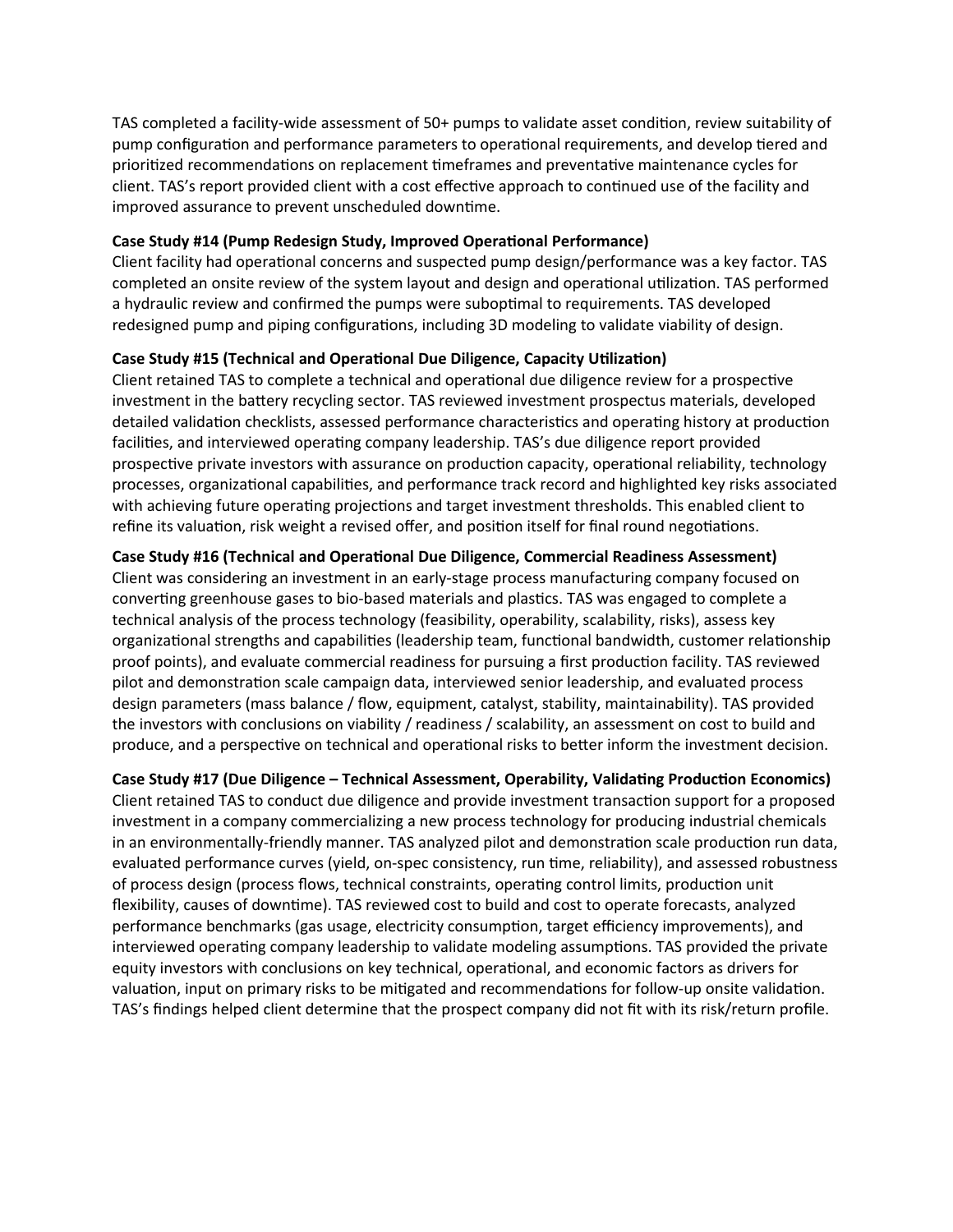TAS completed a facility-wide assessment of 50+ pumps to validate asset condition, review suitability of pump configuration and performance parameters to operational requirements, and develop tiered and prioritized recommendations on replacement timeframes and preventative maintenance cycles for client. TAS's report provided client with a cost effective approach to continued use of the facility and improved assurance to prevent unscheduled downtime.

**Case Study #14 (Pump Redesign Study, Improved Operational Performance)**
Client facility had operational concerns and suspected pump design/performance was a key factor. TAS completed an onsite review of the system layout and design and operational utilization. TAS performed a hydraulic review and confirmed the pumps were suboptimal to requirements. TAS developed redesigned pump and piping configurations, including 3D modeling to validate viability of design.

**Case Study #15 (Technical and Operational Due Diligence, Capacity Utilization)**
Client retained TAS to complete a technical and operational due diligence review for a prospective investment in the battery recycling sector. TAS reviewed investment prospectus materials, developed detailed validation checklists, assessed performance characteristics and operating history at production facilities, and interviewed operating company leadership. TAS's due diligence report provided prospective private investors with assurance on production capacity, operational reliability, technology processes, organizational capabilities, and performance track record and highlighted key risks associated with achieving future operating projections and target investment thresholds. This enabled client to refine its valuation, risk weight a revised offer, and position itself for final round negotiations.

**Case Study #16 (Technical and Operational Due Diligence, Commercial Readiness Assessment)**
Client was considering an investment in an early-stage process manufacturing company focused on converting greenhouse gases to bio-based materials and plastics. TAS was engaged to complete a technical analysis of the process technology (feasibility, operability, scalability, risks), assess key organizational strengths and capabilities (leadership team, functional bandwidth, customer relationship proof points), and evaluate commercial readiness for pursuing a first production facility. TAS reviewed pilot and demonstration scale campaign data, interviewed senior leadership, and evaluated process design parameters (mass balance / flow, equipment, catalyst, stability, maintainability). TAS provided the investors with conclusions on viability / readiness / scalability, an assessment on cost to build and produce, and a perspective on technical and operational risks to better inform the investment decision.

**Case Study #17 (Due Diligence – Technical Assessment, Operability, Validating Production Economics)**
Client retained TAS to conduct due diligence and provide investment transaction support for a proposed investment in a company commercializing a new process technology for producing industrial chemicals in an environmentally-friendly manner. TAS analyzed pilot and demonstration scale production run data, evaluated performance curves (yield, on-spec consistency, run time, reliability), and assessed robustness of process design (process flows, technical constraints, operating control limits, production unit flexibility, causes of downtime). TAS reviewed cost to build and cost to operate forecasts, analyzed performance benchmarks (gas usage, electricity consumption, target efficiency improvements), and interviewed operating company leadership to validate modeling assumptions. TAS provided the private equity investors with conclusions on key technical, operational, and economic factors as drivers for valuation, input on primary risks to be mitigated and recommendations for follow-up onsite validation. TAS's findings helped client determine that the prospect company did not fit with its risk/return profile.